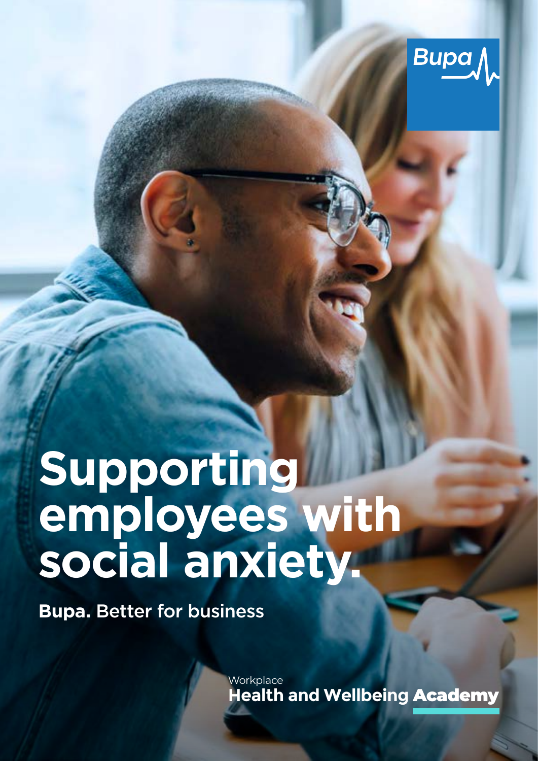Bupa

# Supporting employees with social anxiety.

**Bupa.** Better for business

Workplace
**Health and Wellbeing Academy**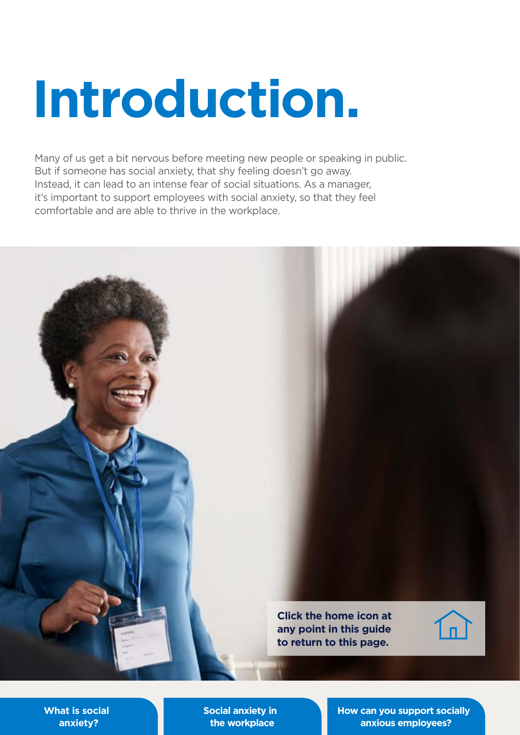# Introduction.

Many of us get a bit nervous before meeting new people or speaking in public. But if someone has social anxiety, that shy feeling doesn't go away. Instead, it can lead to an intense fear of social situations. As a manager, it's important to support employees with social anxiety, so that they feel comfortable and are able to thrive in the workplace.

**Click the home icon at any point in this guide to return to this page.**

**What is social anxiety?**

**Social anxiety in the workplace**

**How can you support socially anxious employees?**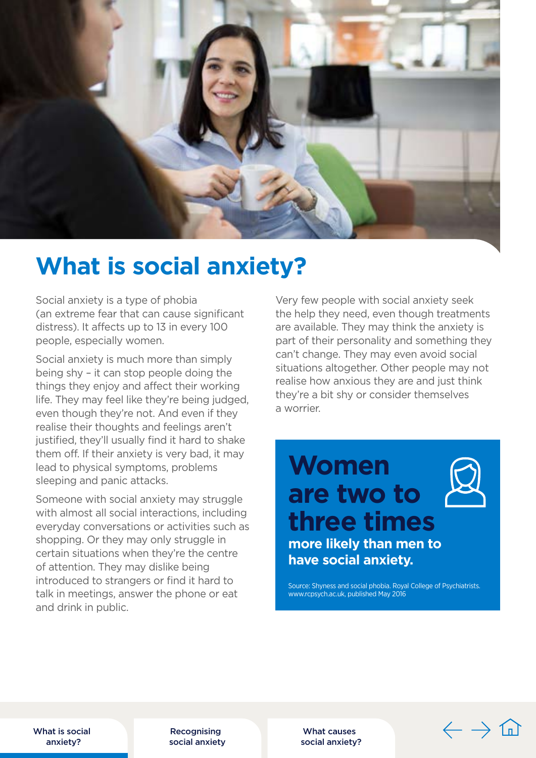# What is social anxiety?

Social anxiety is a type of phobia (an extreme fear that can cause significant distress). It affects up to 13 in every 100 people, especially women.

Social anxiety is much more than simply being shy – it can stop people doing the things they enjoy and affect their working life. They may feel like they're being judged, even though they're not. And even if they realise their thoughts and feelings aren't justified, they'll usually find it hard to shake them off. If their anxiety is very bad, it may lead to physical symptoms, problems sleeping and panic attacks.

Someone with social anxiety may struggle with almost all social interactions, including everyday conversations or activities such as shopping. Or they may only struggle in certain situations when they're the centre of attention. They may dislike being introduced to strangers or find it hard to talk in meetings, answer the phone or eat and drink in public.

Very few people with social anxiety seek the help they need, even though treatments are available. They may think the anxiety is part of their personality and something they can't change. They may even avoid social situations altogether. Other people may not realise how anxious they are and just think they're a bit shy or consider themselves a worrier.

**Women are two to three times more likely than men to have social anxiety.**

Source: Shyness and social phobia. Royal College of Psychiatrists. www.rcpsych.ac.uk, published May 2016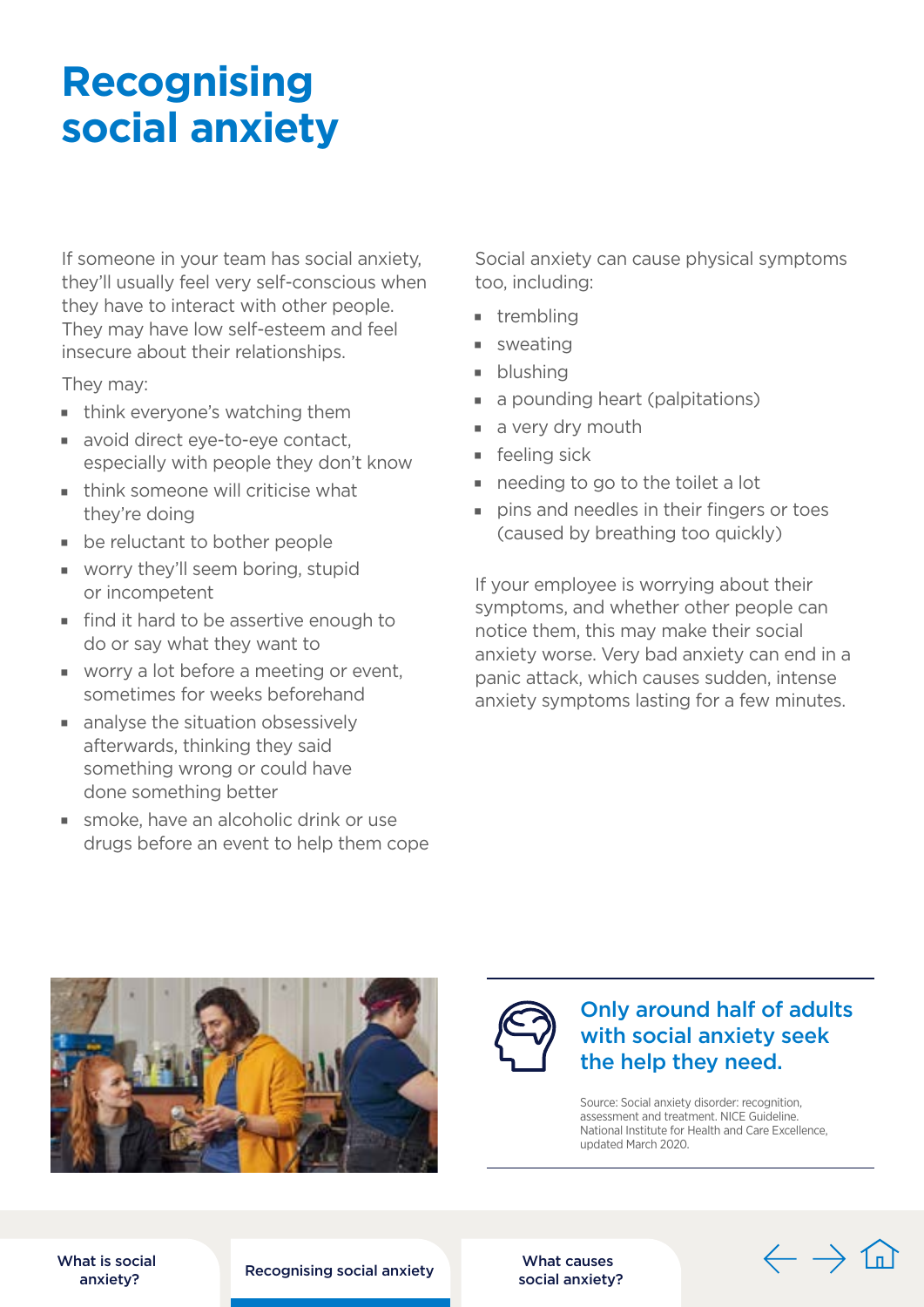# Recognising social anxiety

If someone in your team has social anxiety, they'll usually feel very self-conscious when they have to interact with other people. They may have low self-esteem and feel insecure about their relationships.

They may:

- think everyone's watching them
- avoid direct eye-to-eye contact, especially with people they don't know
- think someone will criticise what they're doing
- be reluctant to bother people
- worry they'll seem boring, stupid or incompetent
- find it hard to be assertive enough to do or say what they want to
- worry a lot before a meeting or event, sometimes for weeks beforehand
- analyse the situation obsessively afterwards, thinking they said something wrong or could have done something better
- smoke, have an alcoholic drink or use drugs before an event to help them cope

Social anxiety can cause physical symptoms too, including:

- trembling
- sweating
- blushing
- a pounding heart (palpitations)
- a very dry mouth
- feeling sick
- needing to go to the toilet a lot
- pins and needles in their fingers or toes (caused by breathing too quickly)

If your employee is worrying about their symptoms, and whether other people can notice them, this may make their social anxiety worse. Very bad anxiety can end in a panic attack, which causes sudden, intense anxiety symptoms lasting for a few minutes.

**Only around half of adults with social anxiety seek the help they need.**

Source: Social anxiety disorder: recognition, assessment and treatment. NICE Guideline. National Institute for Health and Care Excellence, updated March 2020.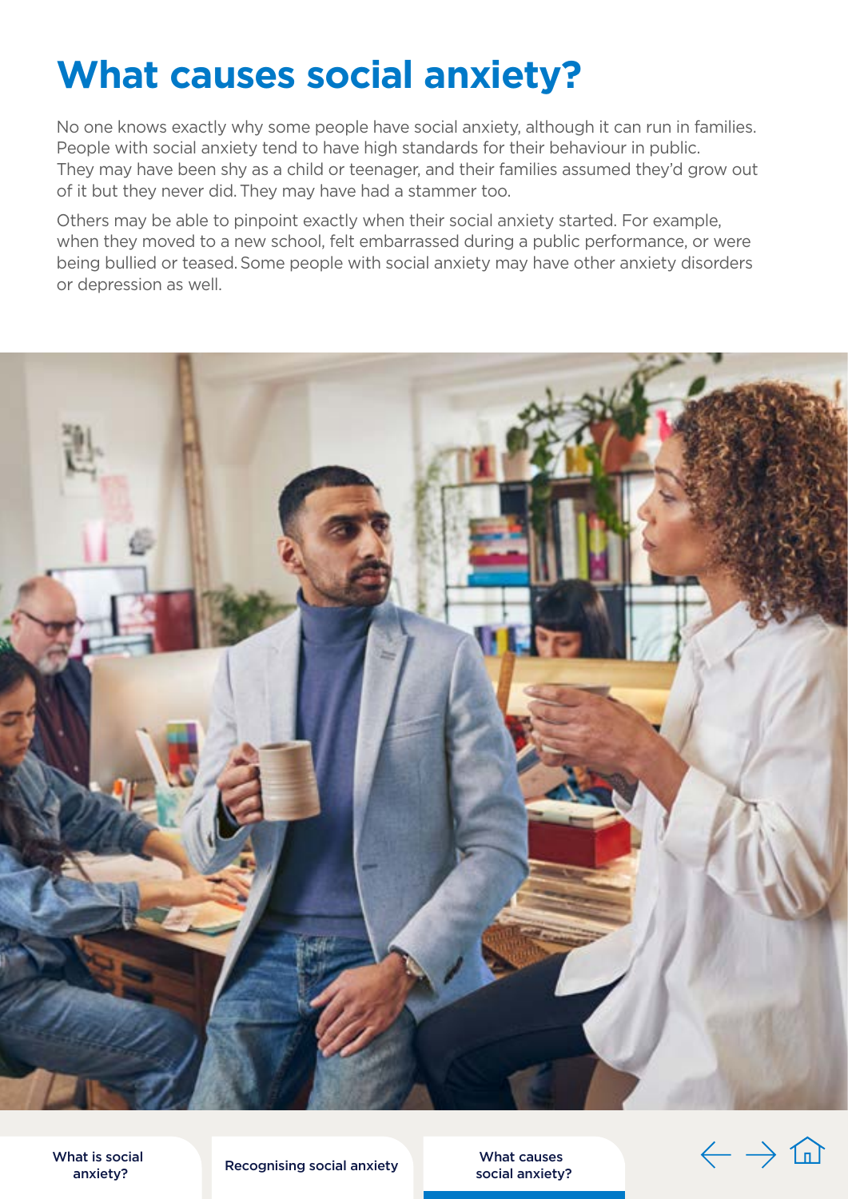# What causes social anxiety?

No one knows exactly why some people have social anxiety, although it can run in families. People with social anxiety tend to have high standards for their behaviour in public. They may have been shy as a child or teenager, and their families assumed they'd grow out of it but they never did. They may have had a stammer too.

Others may be able to pinpoint exactly when their social anxiety started. For example, when they moved to a new school, felt embarrassed during a public performance, or were being bullied or teased. Some people with social anxiety may have other anxiety disorders or depression as well.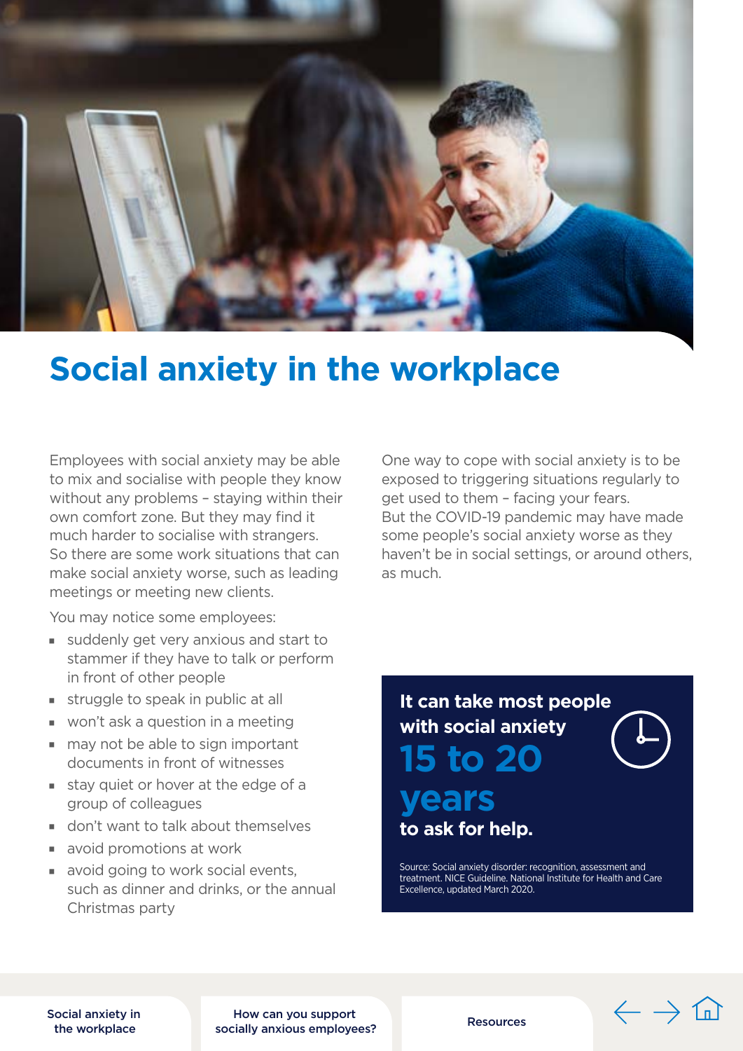# Social anxiety in the workplace

Employees with social anxiety may be able to mix and socialise with people they know without any problems – staying within their own comfort zone. But they may find it much harder to socialise with strangers. So there are some work situations that can make social anxiety worse, such as leading meetings or meeting new clients.

You may notice some employees:

- suddenly get very anxious and start to stammer if they have to talk or perform in front of other people
- struggle to speak in public at all
- won't ask a question in a meeting
- may not be able to sign important documents in front of witnesses
- stay quiet or hover at the edge of a group of colleagues
- don't want to talk about themselves
- avoid promotions at work
- avoid going to work social events, such as dinner and drinks, or the annual Christmas party

One way to cope with social anxiety is to be exposed to triggering situations regularly to get used to them – facing your fears. But the COVID-19 pandemic may have made some people's social anxiety worse as they haven't be in social settings, or around others, as much.

**It can take most people with social anxiety**

**15 to 20 years**

**to ask for help.**

Source: Social anxiety disorder: recognition, assessment and treatment. NICE Guideline. National Institute for Health and Care Excellence, updated March 2020.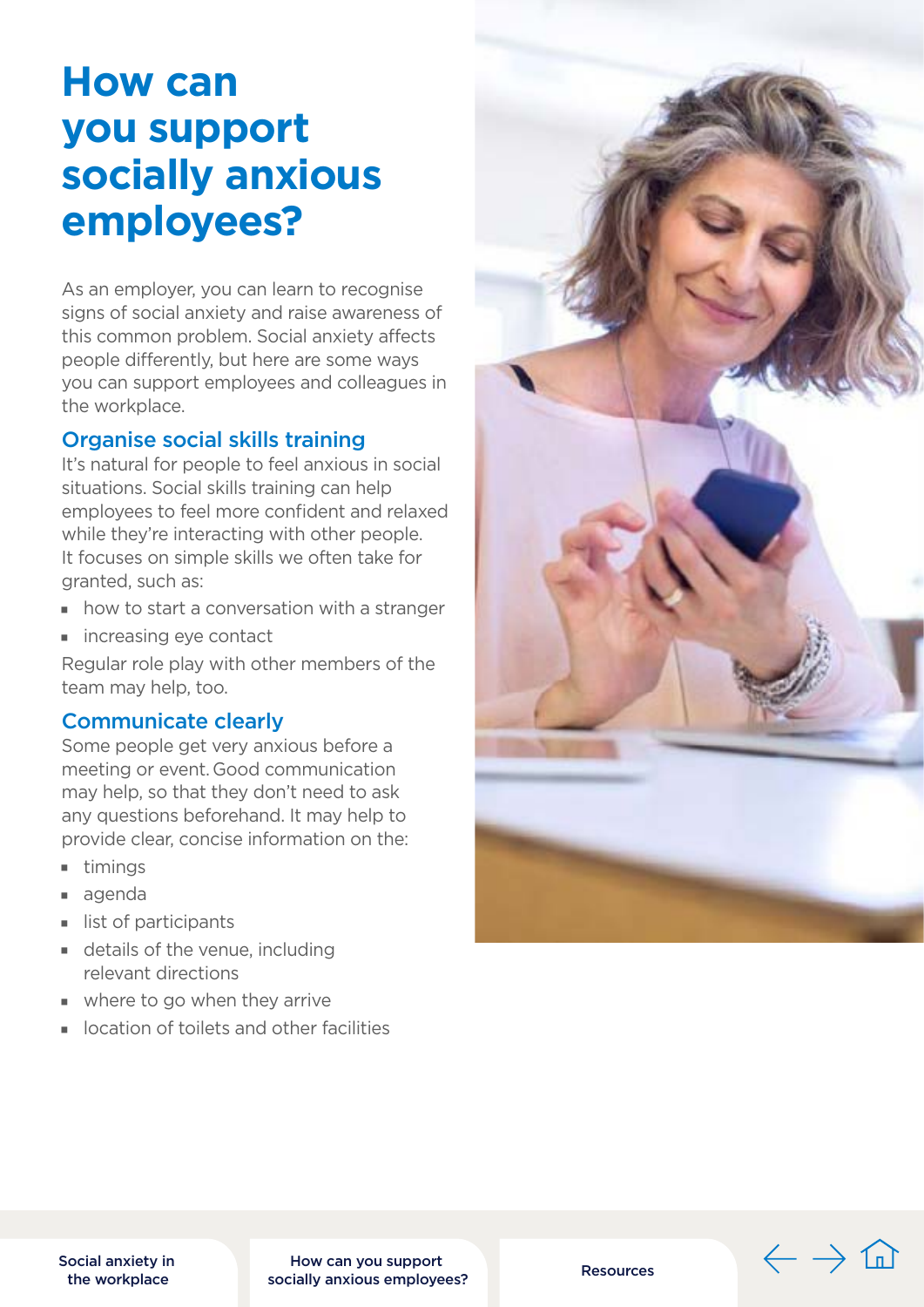# How can you support socially anxious employees?

As an employer, you can learn to recognise signs of social anxiety and raise awareness of this common problem. Social anxiety affects people differently, but here are some ways you can support employees and colleagues in the workplace.

## Organise social skills training

It's natural for people to feel anxious in social situations. Social skills training can help employees to feel more confident and relaxed while they're interacting with other people. It focuses on simple skills we often take for granted, such as:

- how to start a conversation with a stranger
- increasing eye contact

Regular role play with other members of the team may help, too.

## Communicate clearly

Some people get very anxious before a meeting or event. Good communication may help, so that they don't need to ask any questions beforehand. It may help to provide clear, concise information on the:

- timings
- agenda
- list of participants
- details of the venue, including relevant directions
- where to go when they arrive
- location of toilets and other facilities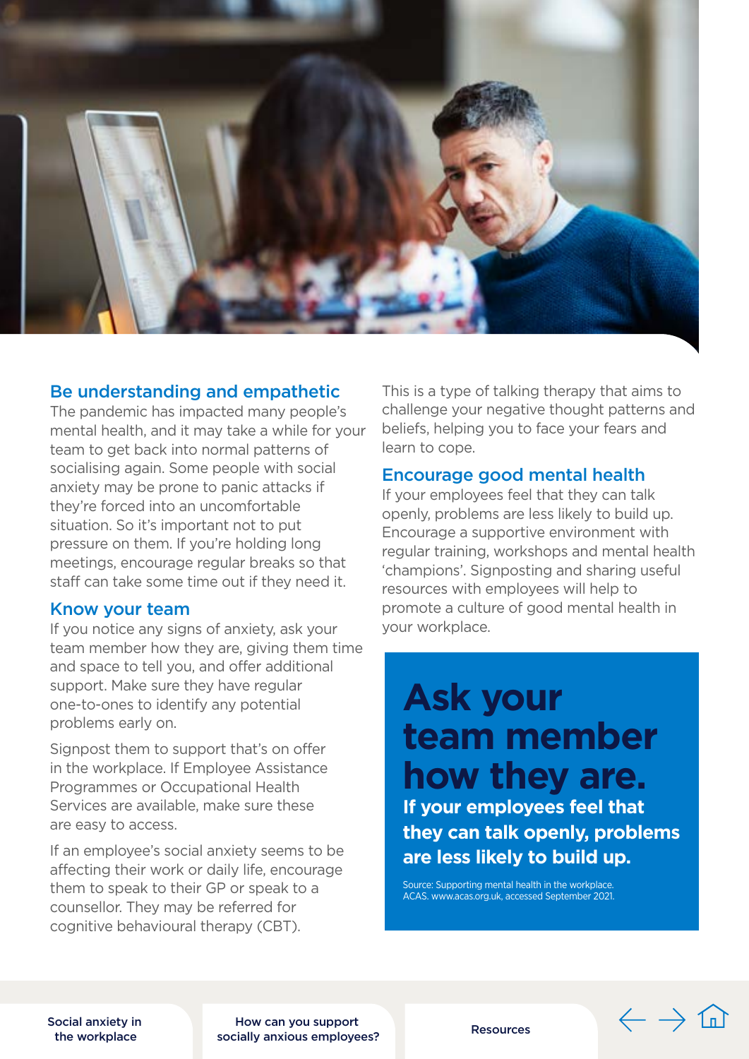## Be understanding and empathetic

The pandemic has impacted many people's mental health, and it may take a while for your team to get back into normal patterns of socialising again. Some people with social anxiety may be prone to panic attacks if they're forced into an uncomfortable situation. So it's important not to put pressure on them. If you're holding long meetings, encourage regular breaks so that staff can take some time out if they need it.

## Know your team

If you notice any signs of anxiety, ask your team member how they are, giving them time and space to tell you, and offer additional support. Make sure they have regular one-to-ones to identify any potential problems early on.

Signpost them to support that's on offer in the workplace. If Employee Assistance Programmes or Occupational Health Services are available, make sure these are easy to access.

If an employee's social anxiety seems to be affecting their work or daily life, encourage them to speak to their GP or speak to a counsellor. They may be referred for cognitive behavioural therapy (CBT). This is a type of talking therapy that aims to challenge your negative thought patterns and beliefs, helping you to face your fears and learn to cope.

## Encourage good mental health

If your employees feel that they can talk openly, problems are less likely to build up. Encourage a supportive environment with regular training, workshops and mental health 'champions'. Signposting and sharing useful resources with employees will help to promote a culture of good mental health in your workplace.

# Ask your team member how they are.

**If your employees feel that they can talk openly, problems are less likely to build up.**

Source: Supporting mental health in the workplace. ACAS. www.acas.org.uk, accessed September 2021.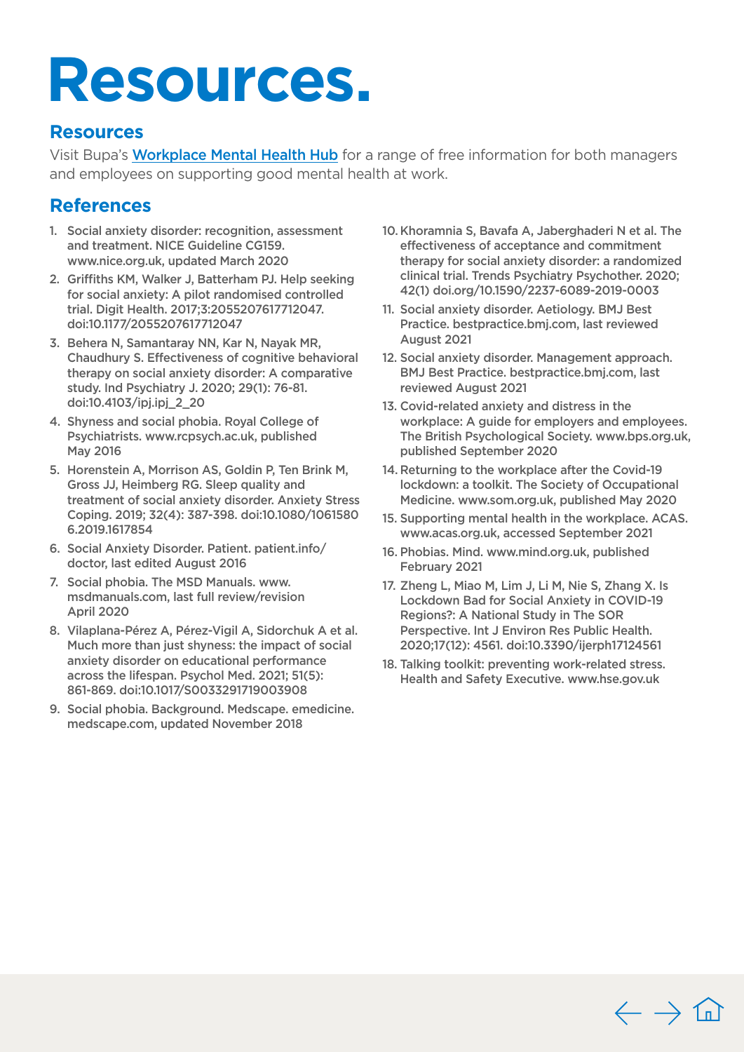# Resources.

## Resources

Visit Bupa's Workplace Mental Health Hub for a range of free information for both managers and employees on supporting good mental health at work.

## References

1. Social anxiety disorder: recognition, assessment and treatment. NICE Guideline CG159. www.nice.org.uk, updated March 2020
2. Griffiths KM, Walker J, Batterham PJ. Help seeking for social anxiety: A pilot randomised controlled trial. Digit Health. 2017;3:2055207617712047. doi:10.1177/2055207617712047
3. Behera N, Samantaray NN, Kar N, Nayak MR, Chaudhury S. Effectiveness of cognitive behavioral therapy on social anxiety disorder: A comparative study. Ind Psychiatry J. 2020; 29(1): 76-81. doi:10.4103/ipj.ipj_2_20
4. Shyness and social phobia. Royal College of Psychiatrists. www.rcpsych.ac.uk, published May 2016
5. Horenstein A, Morrison AS, Goldin P, Ten Brink M, Gross JJ, Heimberg RG. Sleep quality and treatment of social anxiety disorder. Anxiety Stress Coping. 2019; 32(4): 387-398. doi:10.1080/10615806.2019.1617854
6. Social Anxiety Disorder. Patient. patient.info/doctor, last edited August 2016
7. Social phobia. The MSD Manuals. www.msdmanuals.com, last full review/revision April 2020
8. Vilaplana-Pérez A, Pérez-Vigil A, Sidorchuk A et al. Much more than just shyness: the impact of social anxiety disorder on educational performance across the lifespan. Psychol Med. 2021; 51(5): 861-869. doi:10.1017/S0033291719003908
9. Social phobia. Background. Medscape. emedicine.medscape.com, updated November 2018
10. Khoramnia S, Bavafa A, Jaberghaderi N et al. The effectiveness of acceptance and commitment therapy for social anxiety disorder: a randomized clinical trial. Trends Psychiatry Psychother. 2020; 42(1) doi.org/10.1590/2237-6089-2019-0003
11. Social anxiety disorder. Aetiology. BMJ Best Practice. bestpractice.bmj.com, last reviewed August 2021
12. Social anxiety disorder. Management approach. BMJ Best Practice. bestpractice.bmj.com, last reviewed August 2021
13. Covid-related anxiety and distress in the workplace: A guide for employers and employees. The British Psychological Society. www.bps.org.uk, published September 2020
14. Returning to the workplace after the Covid-19 lockdown: a toolkit. The Society of Occupational Medicine. www.som.org.uk, published May 2020
15. Supporting mental health in the workplace. ACAS. www.acas.org.uk, accessed September 2021
16. Phobias. Mind. www.mind.org.uk, published February 2021
17. Zheng L, Miao M, Lim J, Li M, Nie S, Zhang X. Is Lockdown Bad for Social Anxiety in COVID-19 Regions?: A National Study in The SOR Perspective. Int J Environ Res Public Health. 2020;17(12): 4561. doi:10.3390/ijerph17124561
18. Talking toolkit: preventing work-related stress. Health and Safety Executive. www.hse.gov.uk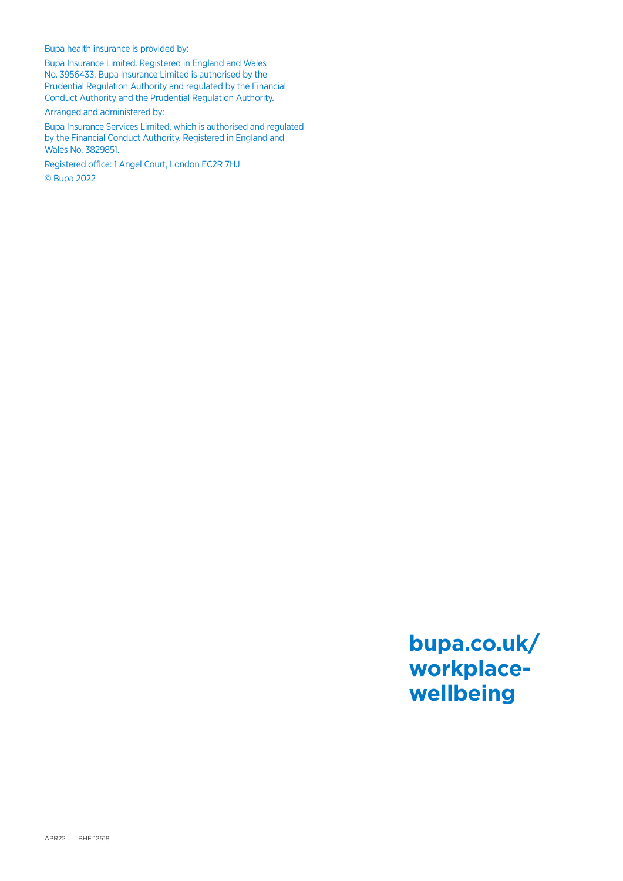Bupa health insurance is provided by:

Bupa Insurance Limited. Registered in England and Wales No. 3956433. Bupa Insurance Limited is authorised by the Prudential Regulation Authority and regulated by the Financial Conduct Authority and the Prudential Regulation Authority.

Arranged and administered by:

Bupa Insurance Services Limited, which is authorised and regulated by the Financial Conduct Authority. Registered in England and Wales No. 3829851.

Registered office: 1 Angel Court, London EC2R 7HJ

© Bupa 2022

**bupa.co.uk/workplace-wellbeing**

APR22 BHF 12518